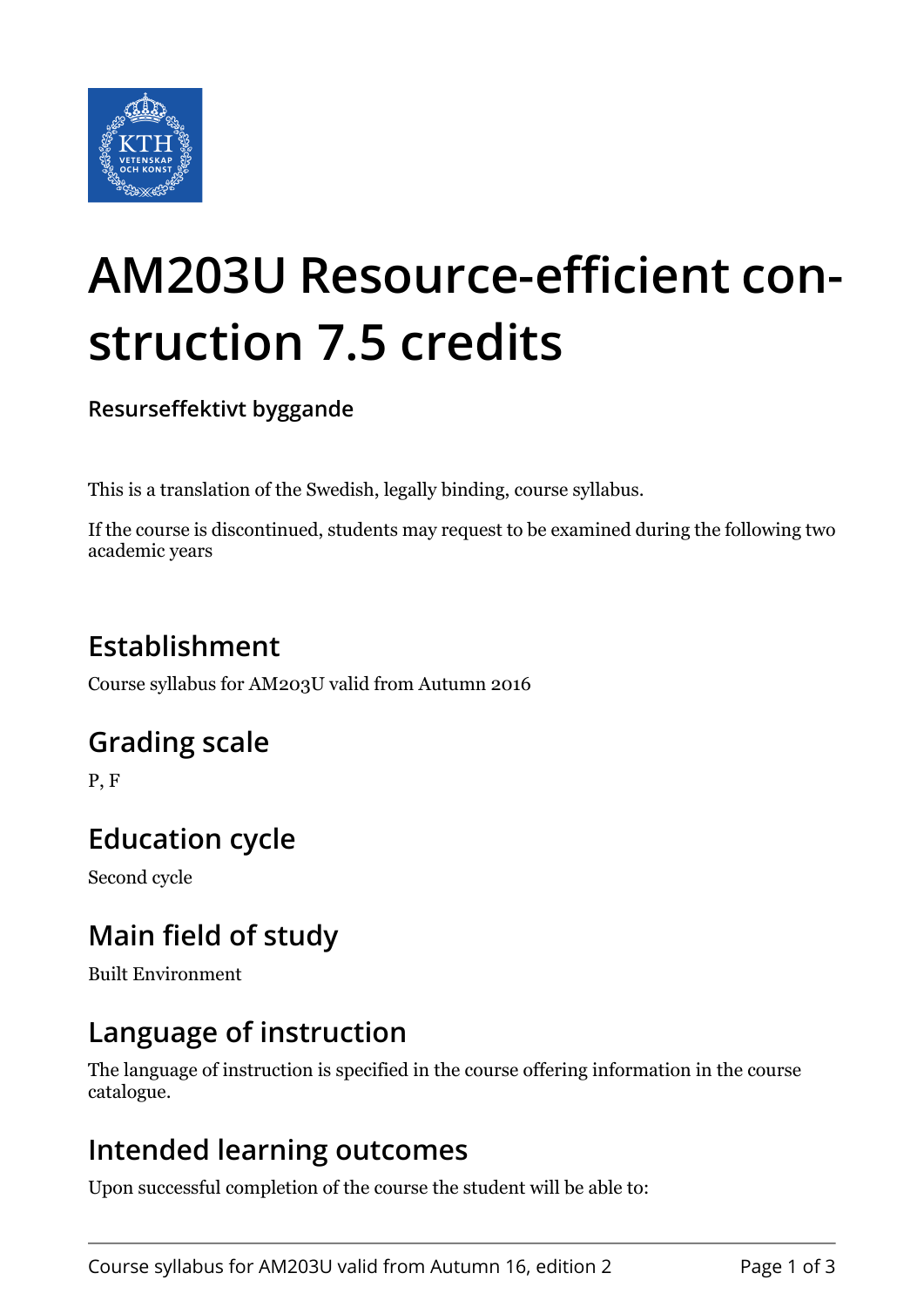# AM203U Resource-efficient construction 7.5 credits

**Resurseffektivt byggande**

This is a translation of the Swedish, legally binding, course syllabus.

If the course is discontinued, students may request to be examined during the following two academic years

## Establishment

Course syllabus for AM203U valid from Autumn 2016

## Grading scale

P, F

## Education cycle

Second cycle

## Main field of study

Built Environment

## Language of instruction

The language of instruction is specified in the course offering information in the course catalogue.

## Intended learning outcomes

Upon successful completion of the course the student will be able to: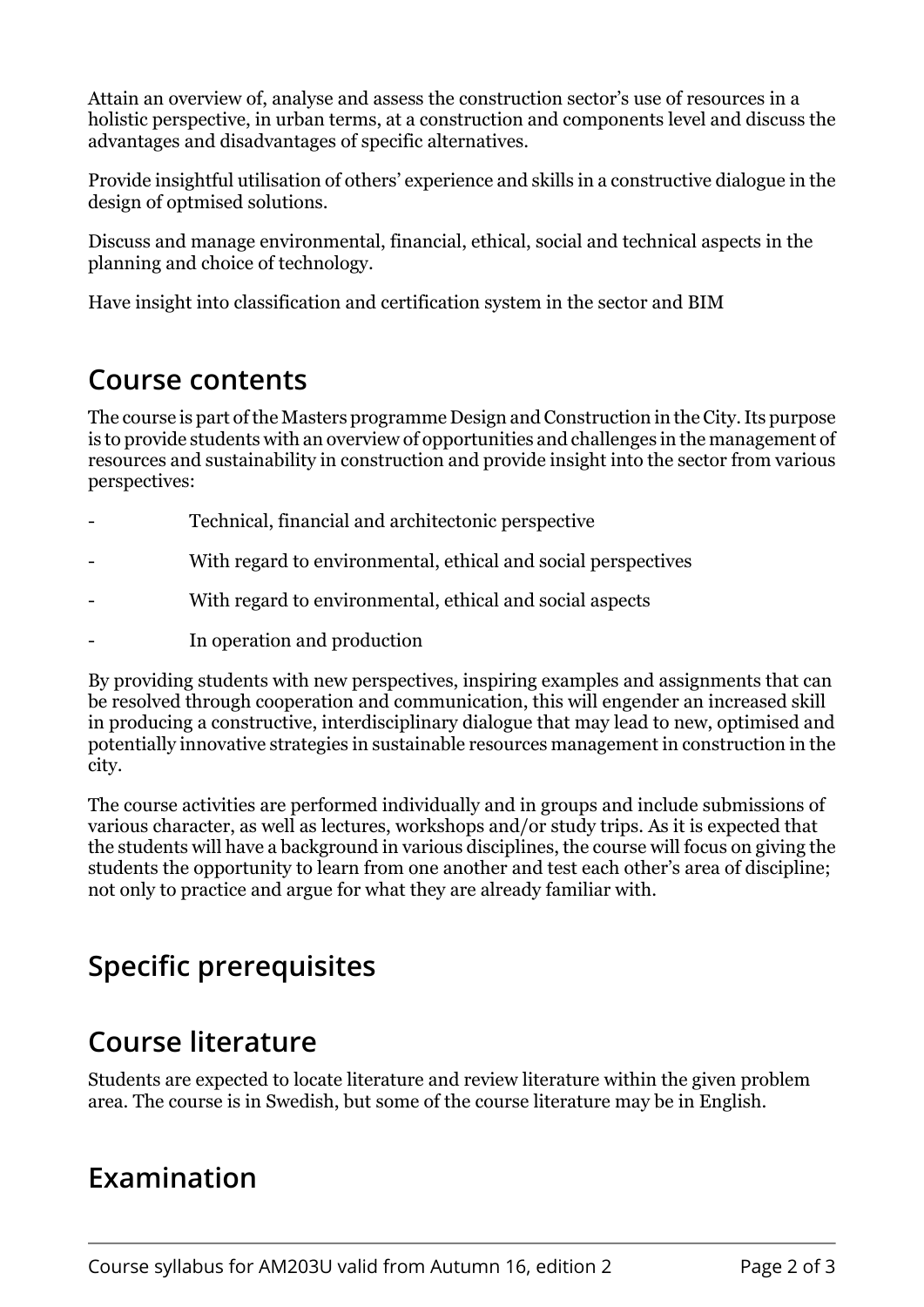Attain an overview of, analyse and assess the construction sector's use of resources in a holistic perspective, in urban terms, at a construction and components level and discuss the advantages and disadvantages of specific alternatives.

Provide insightful utilisation of others' experience and skills in a constructive dialogue in the design of optmised solutions.

Discuss and manage environmental, financial, ethical, social and technical aspects in the planning and choice of technology.

Have insight into classification and certification system in the sector and BIM

## Course contents

The course is part of the Masters programme Design and Construction in the City. Its purpose is to provide students with an overview of opportunities and challenges in the management of resources and sustainability in construction and provide insight into the sector from various perspectives:

- Technical, financial and architectonic perspective
- With regard to environmental, ethical and social perspectives
- With regard to environmental, ethical and social aspects
- In operation and production

By providing students with new perspectives, inspiring examples and assignments that can be resolved through cooperation and communication, this will engender an increased skill in producing a constructive, interdisciplinary dialogue that may lead to new, optimised and potentially innovative strategies in sustainable resources management in construction in the city.

The course activities are performed individually and in groups and include submissions of various character, as well as lectures, workshops and/or study trips. As it is expected that the students will have a background in various disciplines, the course will focus on giving the students the opportunity to learn from one another and test each other's area of discipline; not only to practice and argue for what they are already familiar with.

## Specific prerequisites

## Course literature

Students are expected to locate literature and review literature within the given problem area. The course is in Swedish, but some of the course literature may be in English.

## Examination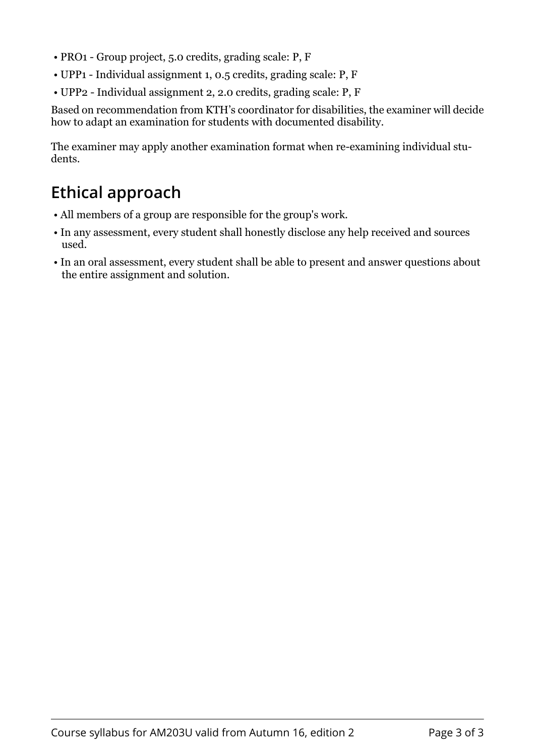- PRO1 - Group project, 5.0 credits, grading scale: P, F
- UPP1 - Individual assignment 1, 0.5 credits, grading scale: P, F
- UPP2 - Individual assignment 2, 2.0 credits, grading scale: P, F

Based on recommendation from KTH's coordinator for disabilities, the examiner will decide how to adapt an examination for students with documented disability.

The examiner may apply another examination format when re-examining individual students.

## Ethical approach

- All members of a group are responsible for the group's work.
- In any assessment, every student shall honestly disclose any help received and sources used.
- In an oral assessment, every student shall be able to present and answer questions about the entire assignment and solution.